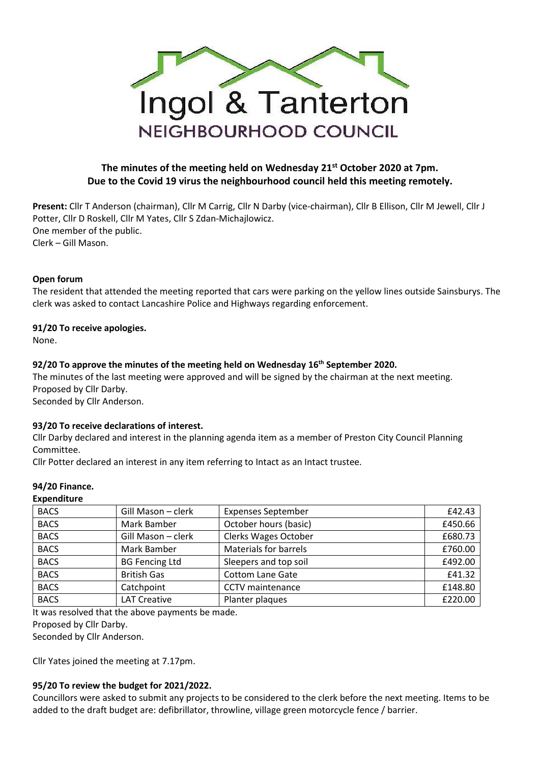# Ingol & Tanterton NEIGHBOURHOOD COUNCIL

**The minutes of the meeting held on Wednesday 21st October 2020 at 7pm.**
**Due to the Covid 19 virus the neighbourhood council held this meeting remotely.**

**Present:** Cllr T Anderson (chairman), Cllr M Carrig, Cllr N Darby (vice-chairman), Cllr B Ellison, Cllr M Jewell, Cllr J Potter, Cllr D Roskell, Cllr M Yates, Cllr S Zdan-Michajlowicz.
One member of the public.
Clerk – Gill Mason.

**Open forum**

The resident that attended the meeting reported that cars were parking on the yellow lines outside Sainsburys. The clerk was asked to contact Lancashire Police and Highways regarding enforcement.

**91/20 To receive apologies.**

None.

**92/20 To approve the minutes of the meeting held on Wednesday 16th September 2020.**

The minutes of the last meeting were approved and will be signed by the chairman at the next meeting.
Proposed by Cllr Darby.
Seconded by Cllr Anderson.

**93/20 To receive declarations of interest.**

Cllr Darby declared and interest in the planning agenda item as a member of Preston City Council Planning Committee.

Cllr Potter declared an interest in any item referring to Intact as an Intact trustee.

**94/20 Finance.**

**Expenditure**

| | | | |
|---|---|---|---|
| BACS | Gill Mason – clerk | Expenses September | £42.43 |
| BACS | Mark Bamber | October hours (basic) | £450.66 |
| BACS | Gill Mason – clerk | Clerks Wages October | £680.73 |
| BACS | Mark Bamber | Materials for barrels | £760.00 |
| BACS | BG Fencing Ltd | Sleepers and top soil | £492.00 |
| BACS | British Gas | Cottom Lane Gate | £41.32 |
| BACS | Catchpoint | CCTV maintenance | £148.80 |
| BACS | LAT Creative | Planter plaques | £220.00 |

It was resolved that the above payments be made.
Proposed by Cllr Darby.
Seconded by Cllr Anderson.

Cllr Yates joined the meeting at 7.17pm.

**95/20 To review the budget for 2021/2022.**

Councillors were asked to submit any projects to be considered to the clerk before the next meeting. Items to be added to the draft budget are: defibrillator, throwline, village green motorcycle fence / barrier.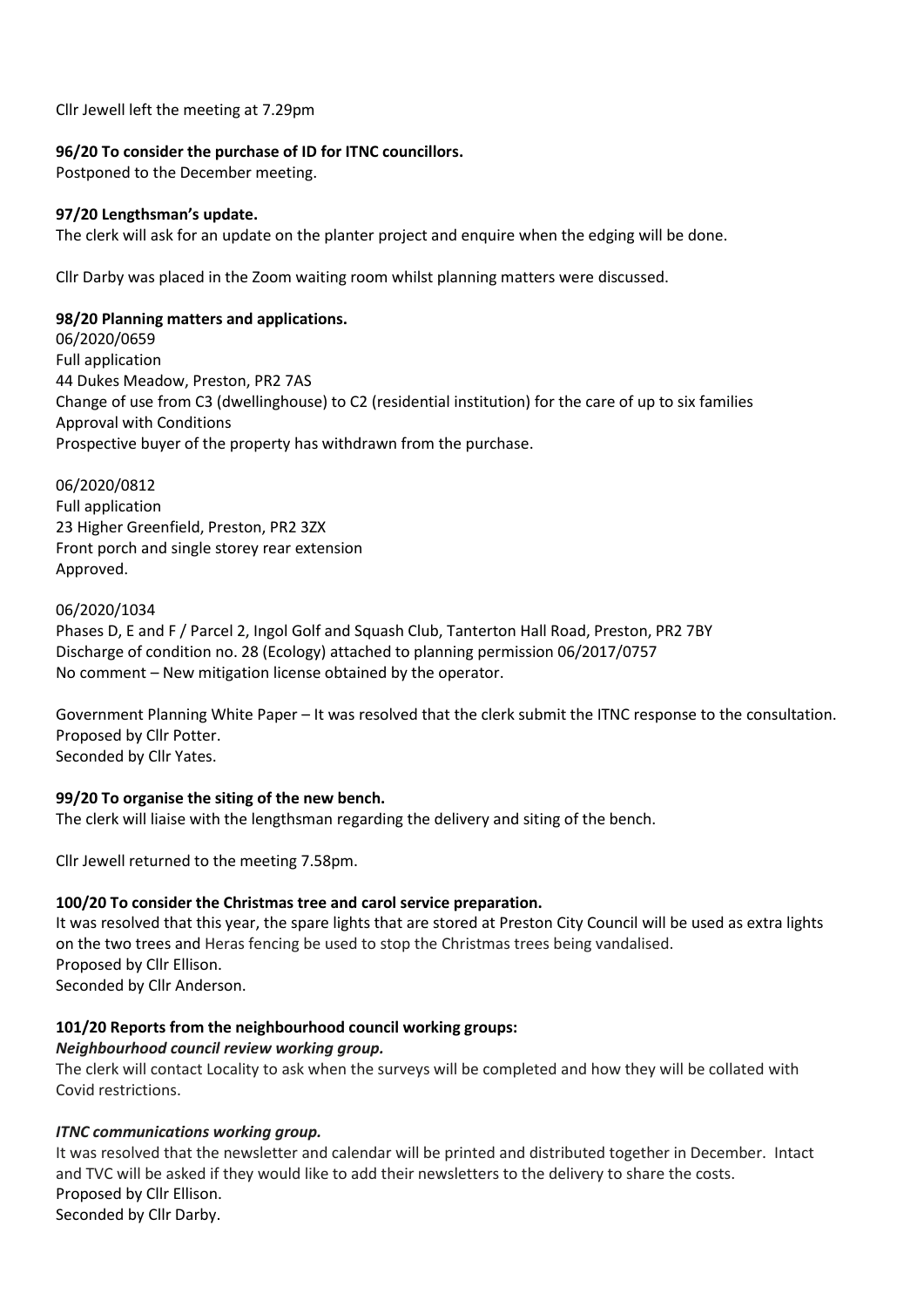Cllr Jewell left the meeting at 7.29pm

**96/20 To consider the purchase of ID for ITNC councillors.**
Postponed to the December meeting.

**97/20 Lengthsman's update.**
The clerk will ask for an update on the planter project and enquire when the edging will be done.

Cllr Darby was placed in the Zoom waiting room whilst planning matters were discussed.

**98/20 Planning matters and applications.**
06/2020/0659
Full application
44 Dukes Meadow, Preston, PR2 7AS
Change of use from C3 (dwellinghouse) to C2 (residential institution) for the care of up to six families
Approval with Conditions
Prospective buyer of the property has withdrawn from the purchase.

06/2020/0812
Full application
23 Higher Greenfield, Preston, PR2 3ZX
Front porch and single storey rear extension
Approved.

06/2020/1034
Phases D, E and F / Parcel 2, Ingol Golf and Squash Club, Tanterton Hall Road, Preston, PR2 7BY
Discharge of condition no. 28 (Ecology) attached to planning permission 06/2017/0757
No comment – New mitigation license obtained by the operator.

Government Planning White Paper – It was resolved that the clerk submit the ITNC response to the consultation.
Proposed by Cllr Potter.
Seconded by Cllr Yates.

**99/20 To organise the siting of the new bench.**
The clerk will liaise with the lengthsman regarding the delivery and siting of the bench.

Cllr Jewell returned to the meeting 7.58pm.

**100/20 To consider the Christmas tree and carol service preparation.**
It was resolved that this year, the spare lights that are stored at Preston City Council will be used as extra lights on the two trees and Heras fencing be used to stop the Christmas trees being vandalised.
Proposed by Cllr Ellison.
Seconded by Cllr Anderson.

**101/20 Reports from the neighbourhood council working groups:**
***Neighbourhood council review working group.***
The clerk will contact Locality to ask when the surveys will be completed and how they will be collated with Covid restrictions.

***ITNC communications working group.***
It was resolved that the newsletter and calendar will be printed and distributed together in December. Intact and TVC will be asked if they would like to add their newsletters to the delivery to share the costs.
Proposed by Cllr Ellison.
Seconded by Cllr Darby.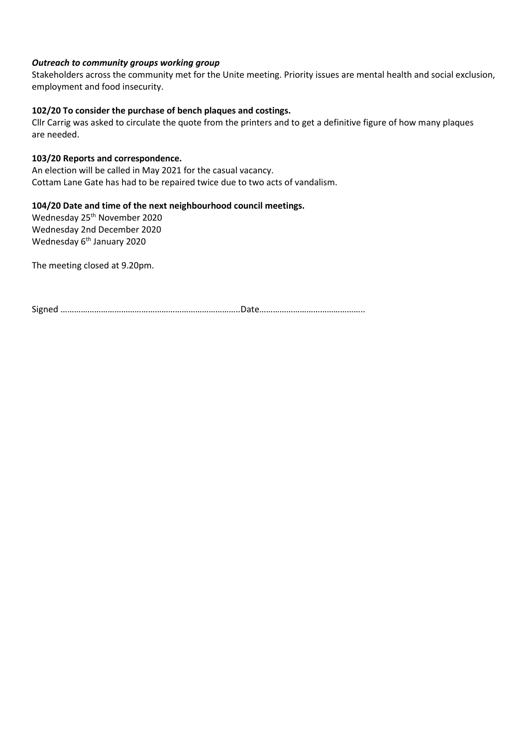***Outreach to community groups working group***

Stakeholders across the community met for the Unite meeting. Priority issues are mental health and social exclusion, employment and food insecurity.

**102/20 To consider the purchase of bench plaques and costings.**

Cllr Carrig was asked to circulate the quote from the printers and to get a definitive figure of how many plaques are needed.

**103/20 Reports and correspondence.**

An election will be called in May 2021 for the casual vacancy.
Cottam Lane Gate has had to be repaired twice due to two acts of vandalism.

**104/20 Date and time of the next neighbourhood council meetings.**

Wednesday 25th November 2020
Wednesday 2nd December 2020
Wednesday 6th January 2020

The meeting closed at 9.20pm.

Signed ……………………………………………………………………..Date………………………………………..